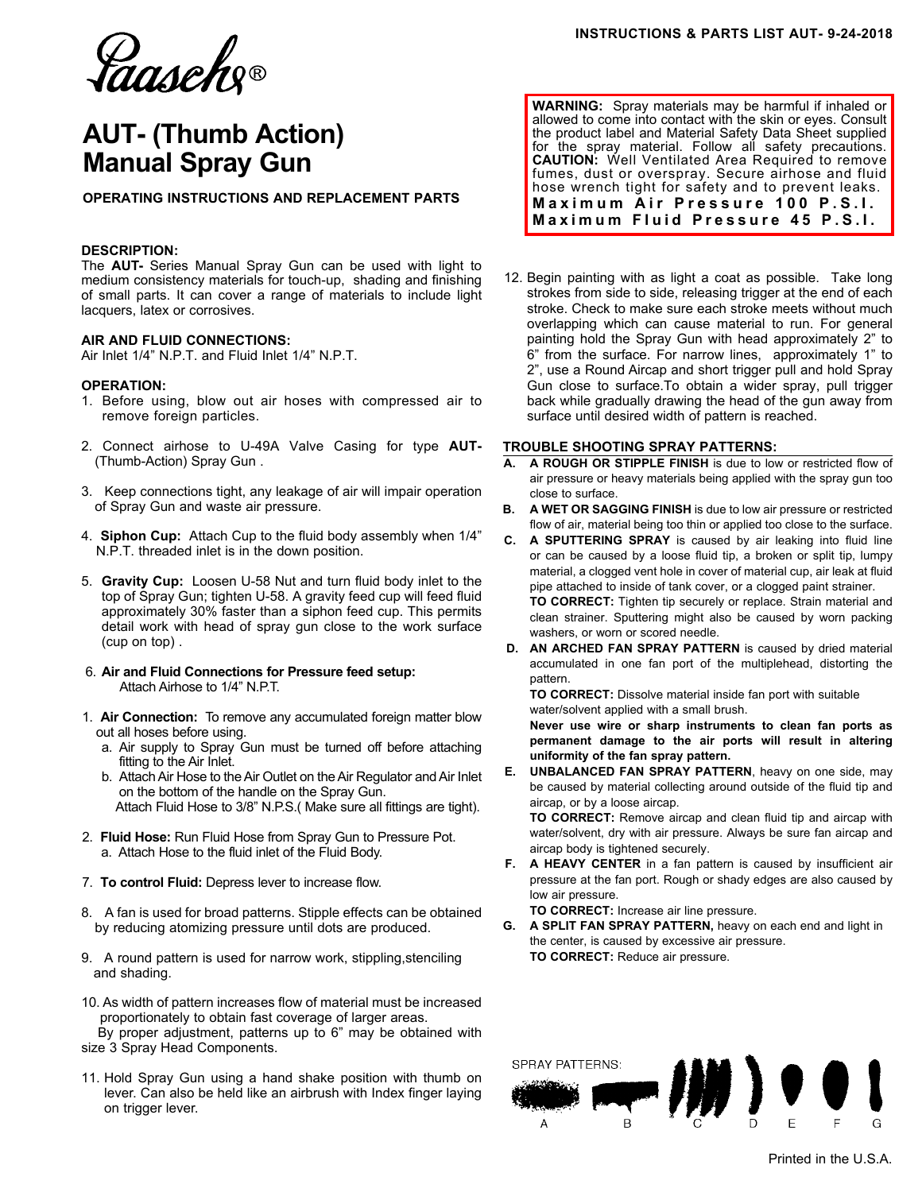Paasche®

# AUT- (Thumb Action) Manual Spray Gun

**OPERATING INSTRUCTIONS AND REPLACEMENT PARTS**

INSTRUCTIONS & PARTS LIST AUT- 9-24-2018

### DESCRIPTION:

The **AUT-** Series Manual Spray Gun can be used with light to medium consistency materials for touch-up, shading and finishing of small parts. It can cover a range of materials to include light lacquers, latex or corrosives.

### AIR AND FLUID CONNECTIONS:

Air Inlet 1/4" N.P.T. and Fluid Inlet 1/4" N.P.T.

### OPERATION:

1. Before using, blow out air hoses with compressed air to remove foreign particles.

2. Connect airhose to U-49A Valve Casing for type **AUT-** (Thumb-Action) Spray Gun .

3. Keep connections tight, any leakage of air will impair operation of Spray Gun and waste air pressure.

4. **Siphon Cup:** Attach Cup to the fluid body assembly when 1/4" N.P.T. threaded inlet is in the down position.

5. **Gravity Cup:** Loosen U-58 Nut and turn fluid body inlet to the top of Spray Gun; tighten U-58. A gravity feed cup will feed fluid approximately 30% faster than a siphon feed cup. This permits detail work with head of spray gun close to the work surface (cup on top) .

6. **Air and Fluid Connections for Pressure feed setup:** Attach Airhose to 1/4" N.P.T.

1. **Air Connection:** To remove any accumulated foreign matter blow out all hoses before using.
   a. Air supply to Spray Gun must be turned off before attaching fitting to the Air Inlet.
   b. Attach Air Hose to the Air Outlet on the Air Regulator and Air Inlet on the bottom of the handle on the Spray Gun.
   Attach Fluid Hose to 3/8" N.P.S.( Make sure all fittings are tight).

2. **Fluid Hose:** Run Fluid Hose from Spray Gun to Pressure Pot.
   a. Attach Hose to the fluid inlet of the Fluid Body.

7. **To control Fluid:** Depress lever to increase flow.

8. A fan is used for broad patterns. Stipple effects can be obtained by reducing atomizing pressure until dots are produced.

9. A round pattern is used for narrow work, stippling,stenciling and shading.

10. As width of pattern increases flow of material must be increased proportionately to obtain fast coverage of larger areas.
    By proper adjustment, patterns up to 6" may be obtained with size 3 Spray Head Components.

11. Hold Spray Gun using a hand shake position with thumb on lever. Can also be held like an airbrush with Index finger laying on trigger lever.

**WARNING:** Spray materials may be harmful if inhaled or allowed to come into contact with the skin or eyes. Consult the product label and Material Safety Data Sheet supplied for the spray material. Follow all safety precautions. **CAUTION:** Well Ventilated Area Required to remove fumes, dust or overspray. Secure airhose and fluid hose wrench tight for safety and to prevent leaks.
**Maximum Air Pressure 100 P.S.I.**
**Maximum Fluid Pressure 45 P.S.I.**

12. Begin painting with as light a coat as possible. Take long strokes from side to side, releasing trigger at the end of each stroke. Check to make sure each stroke meets without much overlapping which can cause material to run. For general painting hold the Spray Gun with head approximately 2" to 6" from the surface. For narrow lines, approximately 1" to 2", use a Round Aircap and short trigger pull and hold Spray Gun close to surface.To obtain a wider spray, pull trigger back while gradually drawing the head of the gun away from surface until desired width of pattern is reached.

### TROUBLE SHOOTING SPRAY PATTERNS:

**A. A ROUGH OR STIPPLE FINISH** is due to low or restricted flow of air pressure or heavy materials being applied with the spray gun too close to surface.

**B. A WET OR SAGGING FINISH** is due to low air pressure or restricted flow of air, material being too thin or applied too close to the surface.

**C. A SPUTTERING SPRAY** is caused by air leaking into fluid line or can be caused by a loose fluid tip, a broken or split tip, lumpy material, a clogged vent hole in cover of material cup, air leak at fluid pipe attached to inside of tank cover, or a clogged paint strainer.
**TO CORRECT:** Tighten tip securely or replace. Strain material and clean strainer. Sputtering might also be caused by worn packing washers, or worn or scored needle.

**D. AN ARCHED FAN SPRAY PATTERN** is caused by dried material accumulated in one fan port of the multiplehead, distorting the pattern.
**TO CORRECT:** Dissolve material inside fan port with suitable water/solvent applied with a small brush.
**Never use wire or sharp instruments to clean fan ports as permanent damage to the air ports will result in altering uniformity of the fan spray pattern.**

**E. UNBALANCED FAN SPRAY PATTERN**, heavy on one side, may be caused by material collecting around outside of the fluid tip and aircap, or by a loose aircap.
**TO CORRECT:** Remove aircap and clean fluid tip and aircap with water/solvent, dry with air pressure. Always be sure fan aircap and aircap body is tightened securely.

**F. A HEAVY CENTER** in a fan pattern is caused by insufficient air pressure at the fan port. Rough or shady edges are also caused by low air pressure.
**TO CORRECT:** Increase air line pressure.

**G. A SPLIT FAN SPRAY PATTERN,** heavy on each end and light in the center, is caused by excessive air pressure.
**TO CORRECT:** Reduce air pressure.

SPRAY PATTERNS:

A B C D E F G

Printed in the U.S.A.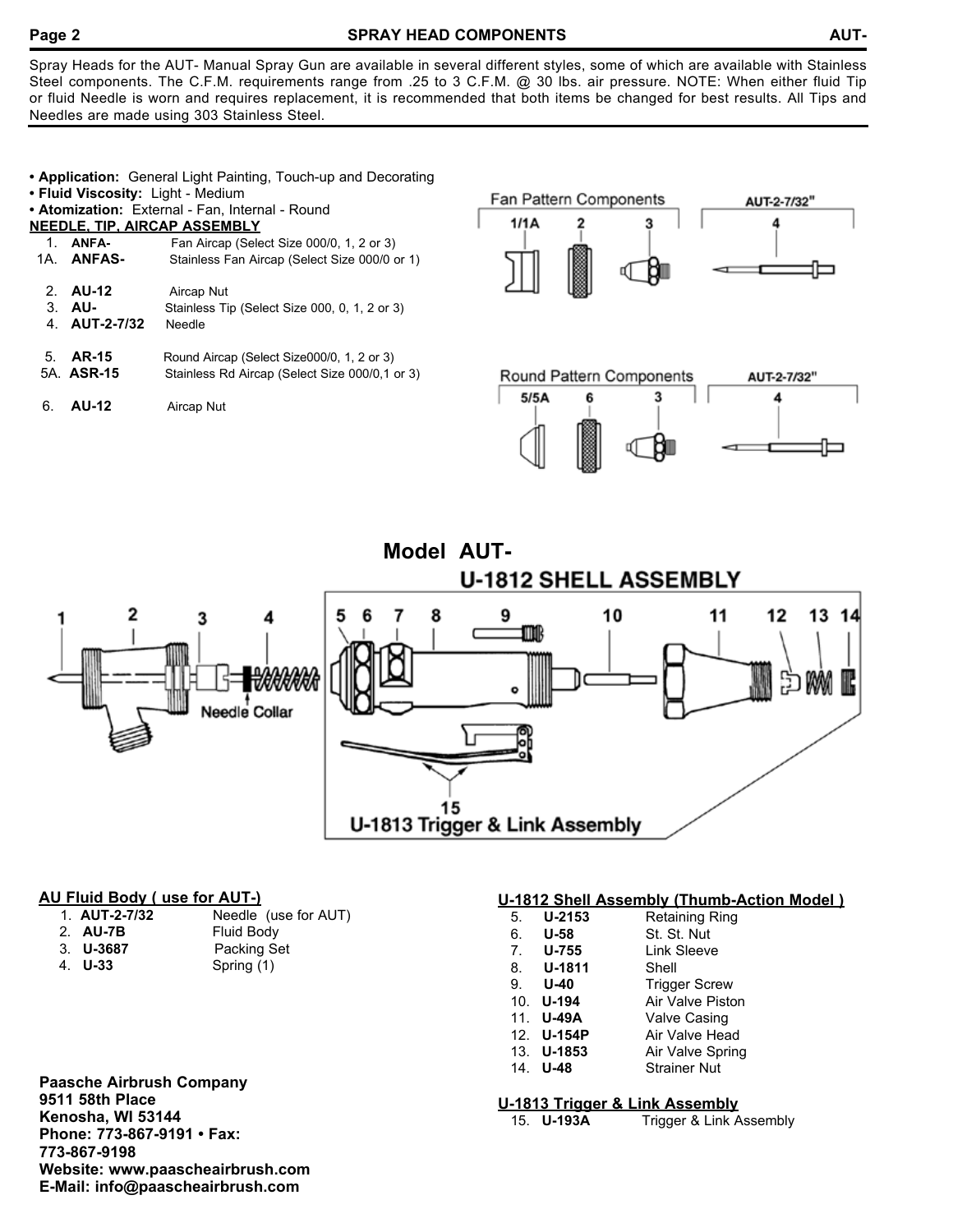Spray Heads for the AUT- Manual Spray Gun are available in several different styles, some of which are available with Stainless Steel components. The C.F.M. requirements range from .25 to 3 C.F.M. @ 30 lbs. air pressure. NOTE: When either fluid Tip or fluid Needle is worn and requires replacement, it is recommended that both items be changed for best results. All Tips and Needles are made using 303 Stainless Steel.

- **Application:** General Light Painting, Touch-up and Decorating
- **Fluid Viscosity:** Light - Medium
- **Atomization:** External - Fan, Internal - Round

**NEEDLE, TIP, AIRCAP ASSEMBLY**

| | | |
|---|---|---|
| 1. | **ANFA-** | Fan Aircap (Select Size 000/0, 1, 2 or 3) |
| 1A. | **ANFAS-** | Stainless Fan Aircap (Select Size 000/0 or 1) |
| 2. | **AU-12** | Aircap Nut |
| 3. | **AU-** | Stainless Tip (Select Size 000, 0, 1, 2 or 3) |
| 4. | **AUT-2-7/32** | Needle |
| 5. | **AR-15** | Round Aircap (Select Size000/0, 1, 2 or 3) |
| 5A. | **ASR-15** | Stainless Rd Aircap (Select Size 000/0,1 or 3) |
| 6. | **AU-12** | Aircap Nut |

Fan Pattern Components
1/1A 2 3
AUT-2-7/32"
4

Round Pattern Components
5/5A 6 3
AUT-2-7/32"
4

## Model AUT-

U-1812 SHELL ASSEMBLY
1 2 3 4 5 6 7 8 9 10 11 12 13 14
Needle Collar
15
U-1813 Trigger & Link Assembly

**AU Fluid Body ( use for AUT-)**

| | | |
|---|---|---|
| 1. | **AUT-2-7/32** | Needle (use for AUT) |
| 2. | **AU-7B** | Fluid Body |
| 3. | **U-3687** | Packing Set |
| 4. | **U-33** | Spring (1) |

**U-1812 Shell Assembly (Thumb-Action Model )**

| | | |
|---|---|---|
| 5. | **U-2153** | Retaining Ring |
| 6. | **U-58** | St. St. Nut |
| 7. | **U-755** | Link Sleeve |
| 8. | **U-1811** | Shell |
| 9. | **U-40** | Trigger Screw |
| 10. | **U-194** | Air Valve Piston |
| 11. | **U-49A** | Valve Casing |
| 12. | **U-154P** | Air Valve Head |
| 13. | **U-1853** | Air Valve Spring |
| 14. | **U-48** | Strainer Nut |

**U-1813 Trigger & Link Assembly**

| | | |
|---|---|---|
| 15. | **U-193A** | Trigger & Link Assembly |

**Paasche Airbrush Company**
**9511 58th Place**
**Kenosha, WI 53144**
**Phone: 773-867-9191 • Fax: 773-867-9198**
**Website: www.paascheairbrush.com**
**E-Mail: info@paascheairbrush.com**